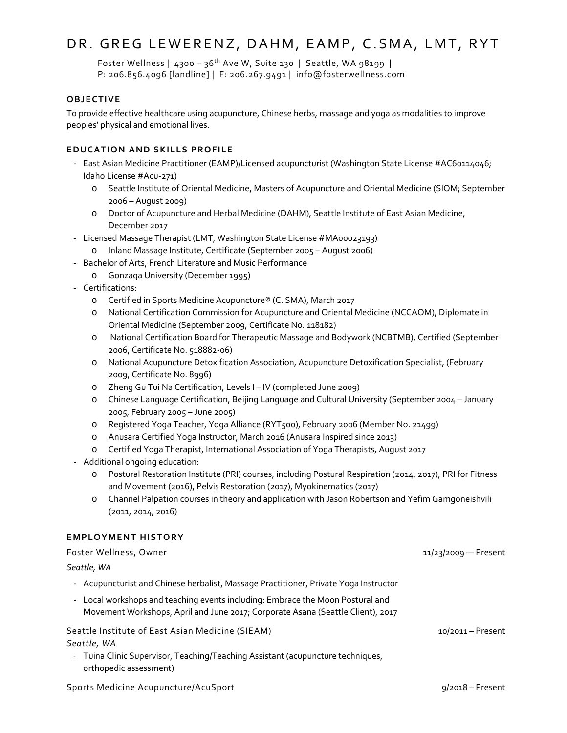# DR. GREG LEWERENZ, DAHM, EAMP, C.SMA, LMT, RYT

Foster Wellness | 4300 – 36th Ave W, Suite 130 | Seattle, WA 98199 |
P: 206.856.4096 [landline] | F: 206.267.9491 | info@fosterwellness.com

## OBJECTIVE

To provide effective healthcare using acupuncture, Chinese herbs, massage and yoga as modalities to improve peoples' physical and emotional lives.

## EDUCATION AND SKILLS PROFILE

- East Asian Medicine Practitioner (EAMP)/Licensed acupuncturist (Washington State License #AC60114046; Idaho License #Acu-271)
  - Seattle Institute of Oriental Medicine, Masters of Acupuncture and Oriental Medicine (SIOM; September 2006 – August 2009)
  - Doctor of Acupuncture and Herbal Medicine (DAHM), Seattle Institute of East Asian Medicine, December 2017
- Licensed Massage Therapist (LMT, Washington State License #MA00023193)
  - Inland Massage Institute, Certificate (September 2005 – August 2006)
- Bachelor of Arts, French Literature and Music Performance
  - Gonzaga University (December 1995)
- Certifications:
  - Certified in Sports Medicine Acupuncture® (C. SMA), March 2017
  - National Certification Commission for Acupuncture and Oriental Medicine (NCCAOM), Diplomate in Oriental Medicine (September 2009, Certificate No. 118182)
  - National Certification Board for Therapeutic Massage and Bodywork (NCBTMB), Certified (September 2006, Certificate No. 518882-06)
  - National Acupuncture Detoxification Association, Acupuncture Detoxification Specialist, (February 2009, Certificate No. 8996)
  - Zheng Gu Tui Na Certification, Levels I – IV (completed June 2009)
  - Chinese Language Certification, Beijing Language and Cultural University (September 2004 – January 2005, February 2005 – June 2005)
  - Registered Yoga Teacher, Yoga Alliance (RYT500), February 2006 (Member No. 21499)
  - Anusara Certified Yoga Instructor, March 2016 (Anusara Inspired since 2013)
  - Certified Yoga Therapist, International Association of Yoga Therapists, August 2017
- Additional ongoing education:
  - Postural Restoration Institute (PRI) courses, including Postural Respiration (2014, 2017), PRI for Fitness and Movement (2016), Pelvis Restoration (2017), Myokinematics (2017)
  - Channel Palpation courses in theory and application with Jason Robertson and Yefim Gamgoneishvili (2011, 2014, 2016)

## EMPLOYMENT HISTORY

Foster Wellness, Owner — 11/23/2009 — Present

*Seattle, WA*

- Acupuncturist and Chinese herbalist, Massage Practitioner, Private Yoga Instructor
- Local workshops and teaching events including: Embrace the Moon Postural and Movement Workshops, April and June 2017; Corporate Asana (Seattle Client), 2017

Seattle Institute of East Asian Medicine (SIEAM) — 10/2011 – Present

*Seattle, WA*

- Tuina Clinic Supervisor, Teaching/Teaching Assistant (acupuncture techniques, orthopedic assessment)

Sports Medicine Acupuncture/AcuSport — 9/2018 – Present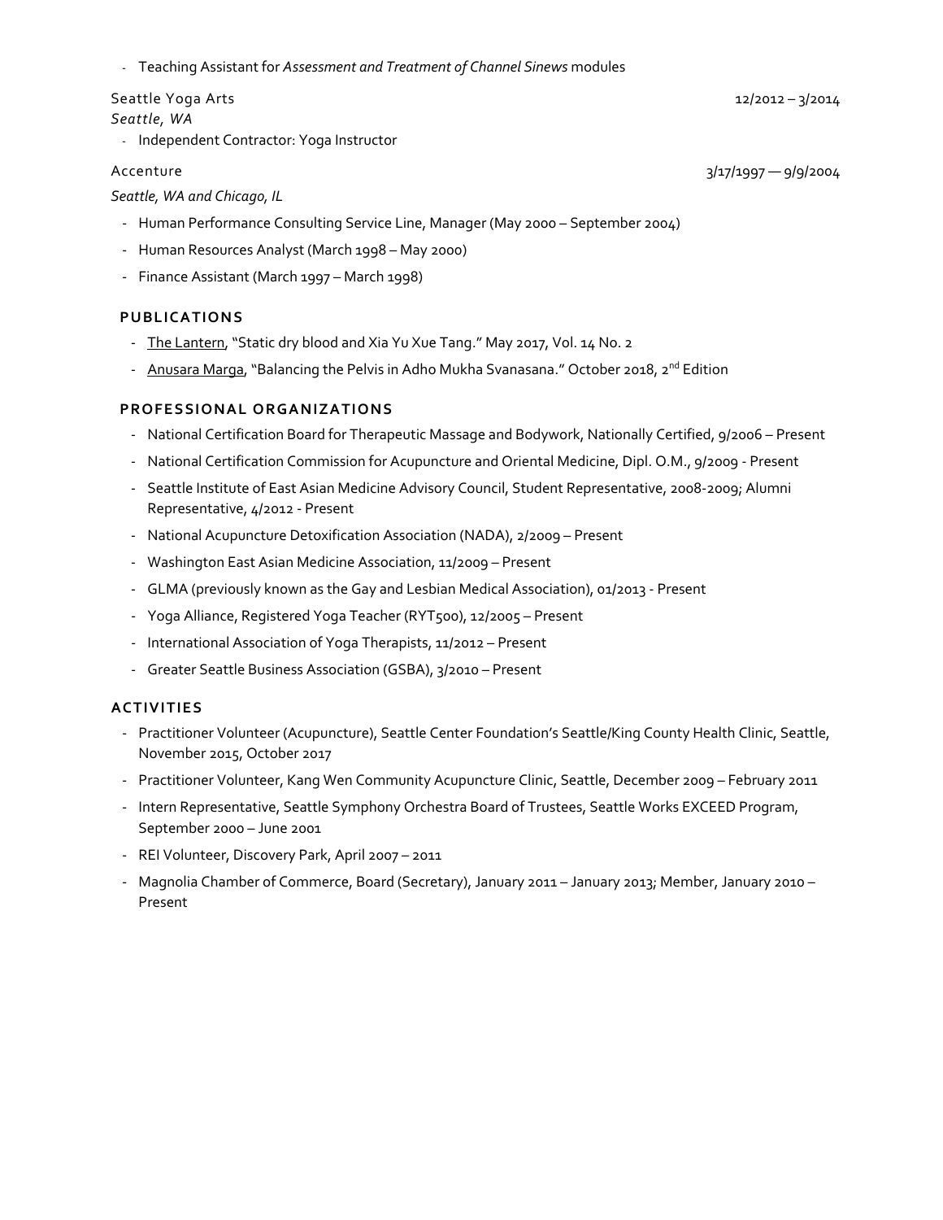- Teaching Assistant for *Assessment and Treatment of Channel Sinews* modules

Seattle Yoga Arts 12/2012 – 3/2014
*Seattle, WA*

- Independent Contractor: Yoga Instructor

Accenture 3/17/1997 — 9/9/2004

*Seattle, WA and Chicago, IL*

- Human Performance Consulting Service Line, Manager (May 2000 – September 2004)
- Human Resources Analyst (March 1998 – May 2000)
- Finance Assistant (March 1997 – March 1998)

### PUBLICATIONS

- The Lantern, "Static dry blood and Xia Yu Xue Tang." May 2017, Vol. 14 No. 2
- Anusara Marga, "Balancing the Pelvis in Adho Mukha Svanasana." October 2018, 2nd Edition

### PROFESSIONAL ORGANIZATIONS

- National Certification Board for Therapeutic Massage and Bodywork, Nationally Certified, 9/2006 – Present
- National Certification Commission for Acupuncture and Oriental Medicine, Dipl. O.M., 9/2009 - Present
- Seattle Institute of East Asian Medicine Advisory Council, Student Representative, 2008-2009; Alumni Representative, 4/2012 - Present
- National Acupuncture Detoxification Association (NADA), 2/2009 – Present
- Washington East Asian Medicine Association, 11/2009 – Present
- GLMA (previously known as the Gay and Lesbian Medical Association), 01/2013 - Present
- Yoga Alliance, Registered Yoga Teacher (RYT500), 12/2005 – Present
- International Association of Yoga Therapists, 11/2012 – Present
- Greater Seattle Business Association (GSBA), 3/2010 – Present

### ACTIVITIES

- Practitioner Volunteer (Acupuncture), Seattle Center Foundation's Seattle/King County Health Clinic, Seattle, November 2015, October 2017
- Practitioner Volunteer, Kang Wen Community Acupuncture Clinic, Seattle, December 2009 – February 2011
- Intern Representative, Seattle Symphony Orchestra Board of Trustees, Seattle Works EXCEED Program, September 2000 – June 2001
- REI Volunteer, Discovery Park, April 2007 – 2011
- Magnolia Chamber of Commerce, Board (Secretary), January 2011 – January 2013; Member, January 2010 – Present